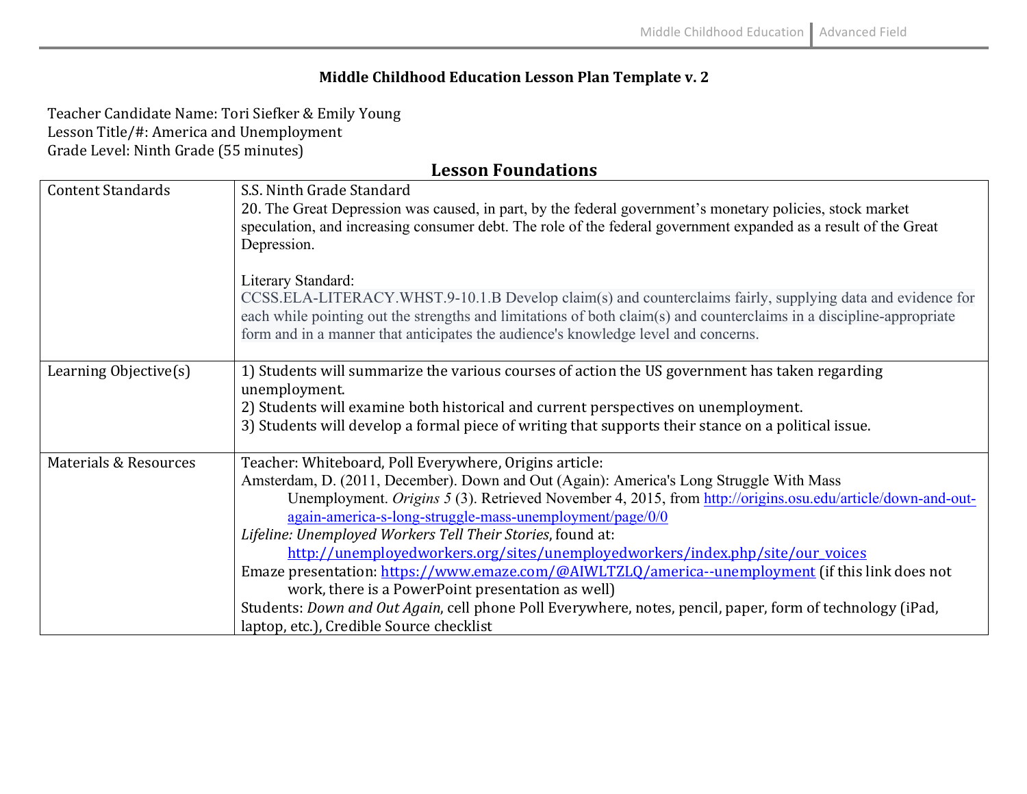# Middle Childhood Education Lesson Plan Template v. 2

Teacher Candidate Name: Tori Siefker & Emily Young
Lesson Title/#: America and Unemployment
Grade Level: Ninth Grade (55 minutes)

## Lesson Foundations

| | |
|---|---|
| Content Standards | S.S. Ninth Grade Standard<br>20. The Great Depression was caused, in part, by the federal government's monetary policies, stock market speculation, and increasing consumer debt. The role of the federal government expanded as a result of the Great Depression.<br><br>Literary Standard:<br>CCSS.ELA-LITERACY.WHST.9-10.1.B Develop claim(s) and counterclaims fairly, supplying data and evidence for each while pointing out the strengths and limitations of both claim(s) and counterclaims in a discipline-appropriate form and in a manner that anticipates the audience's knowledge level and concerns. |
| Learning Objective(s) | 1) Students will summarize the various courses of action the US government has taken regarding unemployment.<br>2) Students will examine both historical and current perspectives on unemployment.<br>3) Students will develop a formal piece of writing that supports their stance on a political issue. |
| Materials & Resources | Teacher: Whiteboard, Poll Everywhere, Origins article:<br>Amsterdam, D. (2011, December). Down and Out (Again): America's Long Struggle With Mass Unemployment. *Origins 5* (3). Retrieved November 4, 2015, from http://origins.osu.edu/article/down-and-out-again-america-s-long-struggle-mass-unemployment/page/0/0<br>*Lifeline: Unemployed Workers Tell Their Stories*, found at: http://unemployedworkers.org/sites/unemployedworkers/index.php/site/our_voices<br>Emaze presentation: https://www.emaze.com/@AIWLTZLQ/america--unemployment (if this link does not work, there is a PowerPoint presentation as well)<br>Students: *Down and Out Again*, cell phone Poll Everywhere, notes, pencil, paper, form of technology (iPad, laptop, etc.), Credible Source checklist |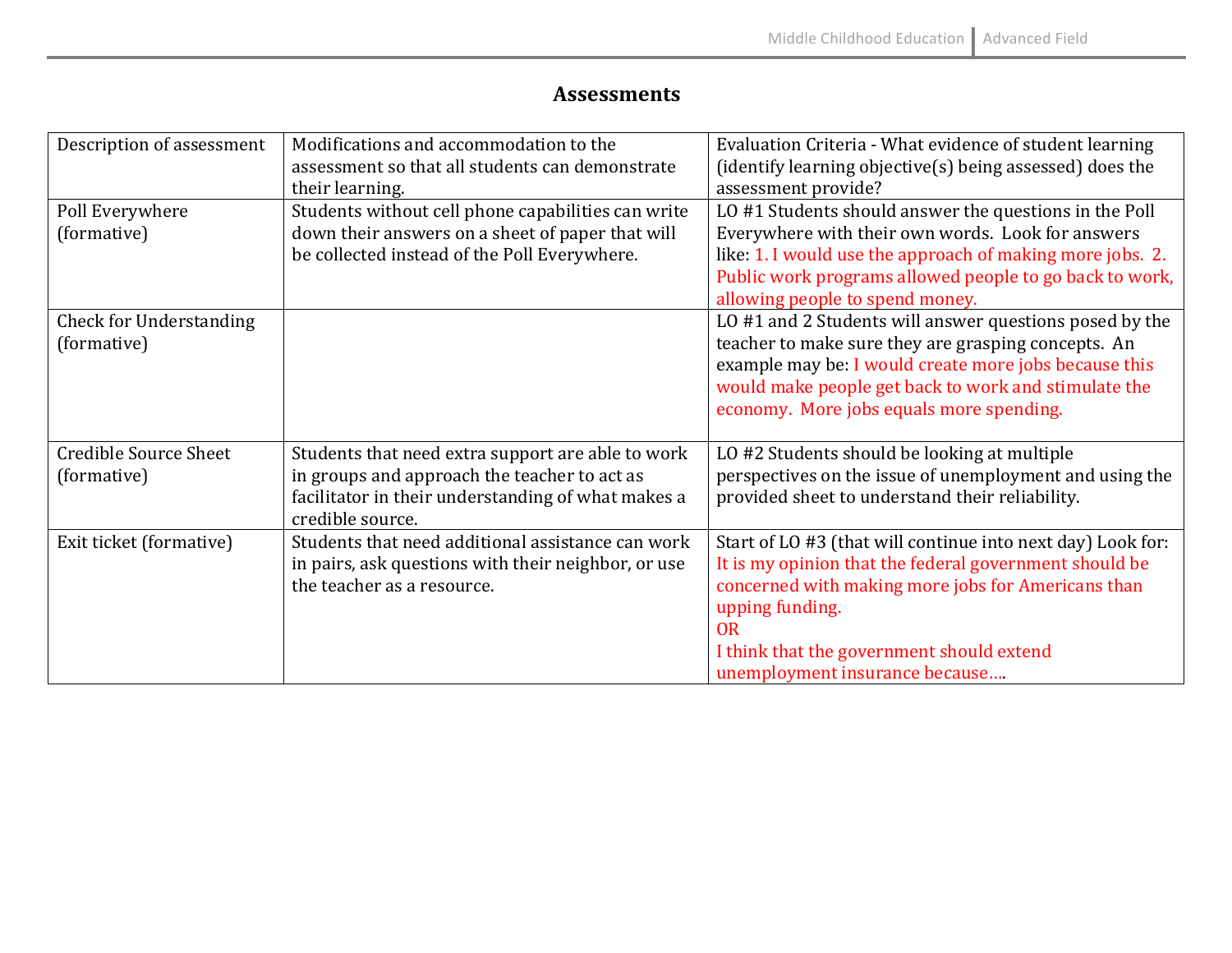## Assessments

| Description of assessment | Modifications and accommodation to the assessment so that all students can demonstrate their learning. | Evaluation Criteria - What evidence of student learning (identify learning objective(s) being assessed) does the assessment provide? |
|---|---|---|
| Poll Everywhere (formative) | Students without cell phone capabilities can write down their answers on a sheet of paper that will be collected instead of the Poll Everywhere. | LO #1 Students should answer the questions in the Poll Everywhere with their own words. Look for answers like: 1. I would use the approach of making more jobs. 2. Public work programs allowed people to go back to work, allowing people to spend money. |
| Check for Understanding (formative) | | LO #1 and 2 Students will answer questions posed by the teacher to make sure they are grasping concepts. An example may be: I would create more jobs because this would make people get back to work and stimulate the economy. More jobs equals more spending. |
| Credible Source Sheet (formative) | Students that need extra support are able to work in groups and approach the teacher to act as facilitator in their understanding of what makes a credible source. | LO #2 Students should be looking at multiple perspectives on the issue of unemployment and using the provided sheet to understand their reliability. |
| Exit ticket (formative) | Students that need additional assistance can work in pairs, ask questions with their neighbor, or use the teacher as a resource. | Start of LO #3 (that will continue into next day) Look for: It is my opinion that the federal government should be concerned with making more jobs for Americans than upping funding. OR I think that the government should extend unemployment insurance because…. |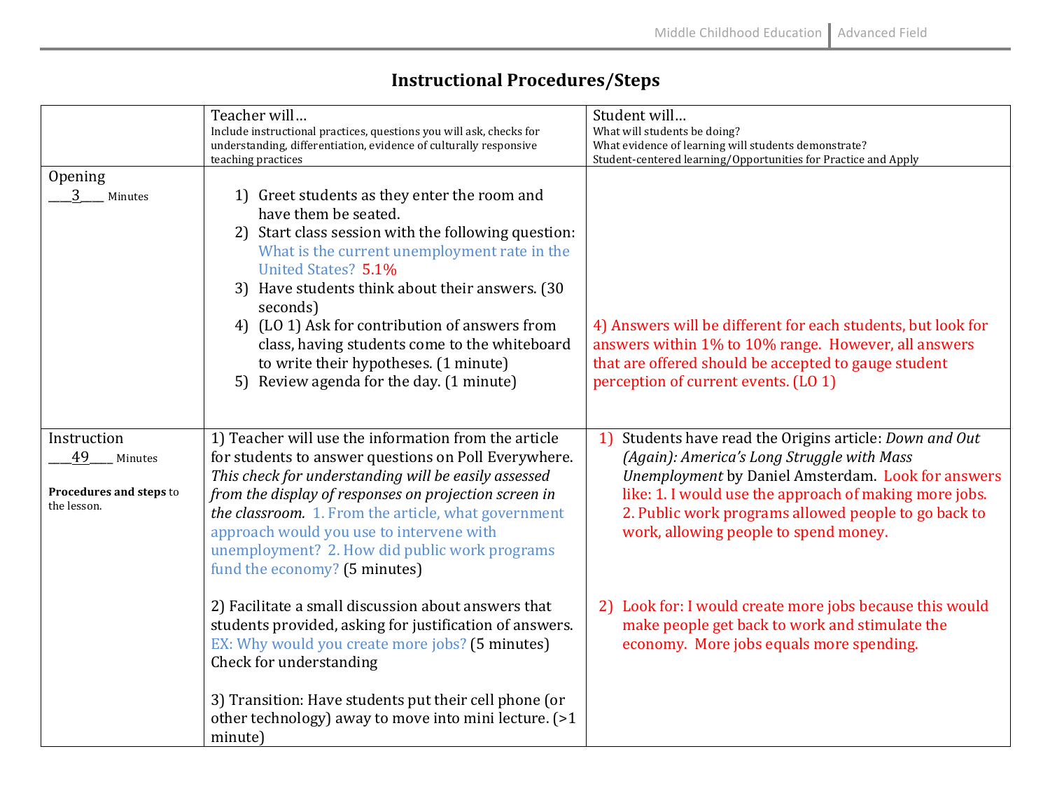# Instructional Procedures/Steps

| | Teacher will… <br> Include instructional practices, questions you will ask, checks for understanding, differentiation, evidence of culturally responsive teaching practices | Student will… <br> What will students be doing? <br> What evidence of learning will students demonstrate? <br> Student-centered learning/Opportunities for Practice and Apply |
|---|---|---|
| Opening <br> \_\_\_3\_\_\_ Minutes | 1) Greet students as they enter the room and have them be seated. <br> 2) Start class session with the following question: What is the current unemployment rate in the United States? 5.1% <br> 3) Have students think about their answers. (30 seconds) <br> 4) (LO 1) Ask for contribution of answers from class, having students come to the whiteboard to write their hypotheses. (1 minute) <br> 5) Review agenda for the day. (1 minute) | 4) Answers will be different for each students, but look for answers within 1% to 10% range. However, all answers that are offered should be accepted to gauge student perception of current events. (LO 1) |
| Instruction <br> \_\_\_49\_\_\_ Minutes <br><br> **Procedures and steps** to the lesson. | 1) Teacher will use the information from the article for students to answer questions on Poll Everywhere. *This check for understanding will be easily assessed from the display of responses on projection screen in the classroom.* 1. From the article, what government approach would you use to intervene with unemployment? 2. How did public work programs fund the economy? (5 minutes) <br><br> 2) Facilitate a small discussion about answers that students provided, asking for justification of answers. EX: Why would you create more jobs? (5 minutes) Check for understanding <br><br> 3) Transition: Have students put their cell phone (or other technology) away to move into mini lecture. (>1 minute) | 1) Students have read the Origins article: *Down and Out (Again): America's Long Struggle with Mass Unemployment* by Daniel Amsterdam. Look for answers like: 1. I would use the approach of making more jobs. 2. Public work programs allowed people to go back to work, allowing people to spend money. <br><br> 2) Look for: I would create more jobs because this would make people get back to work and stimulate the economy. More jobs equals more spending. |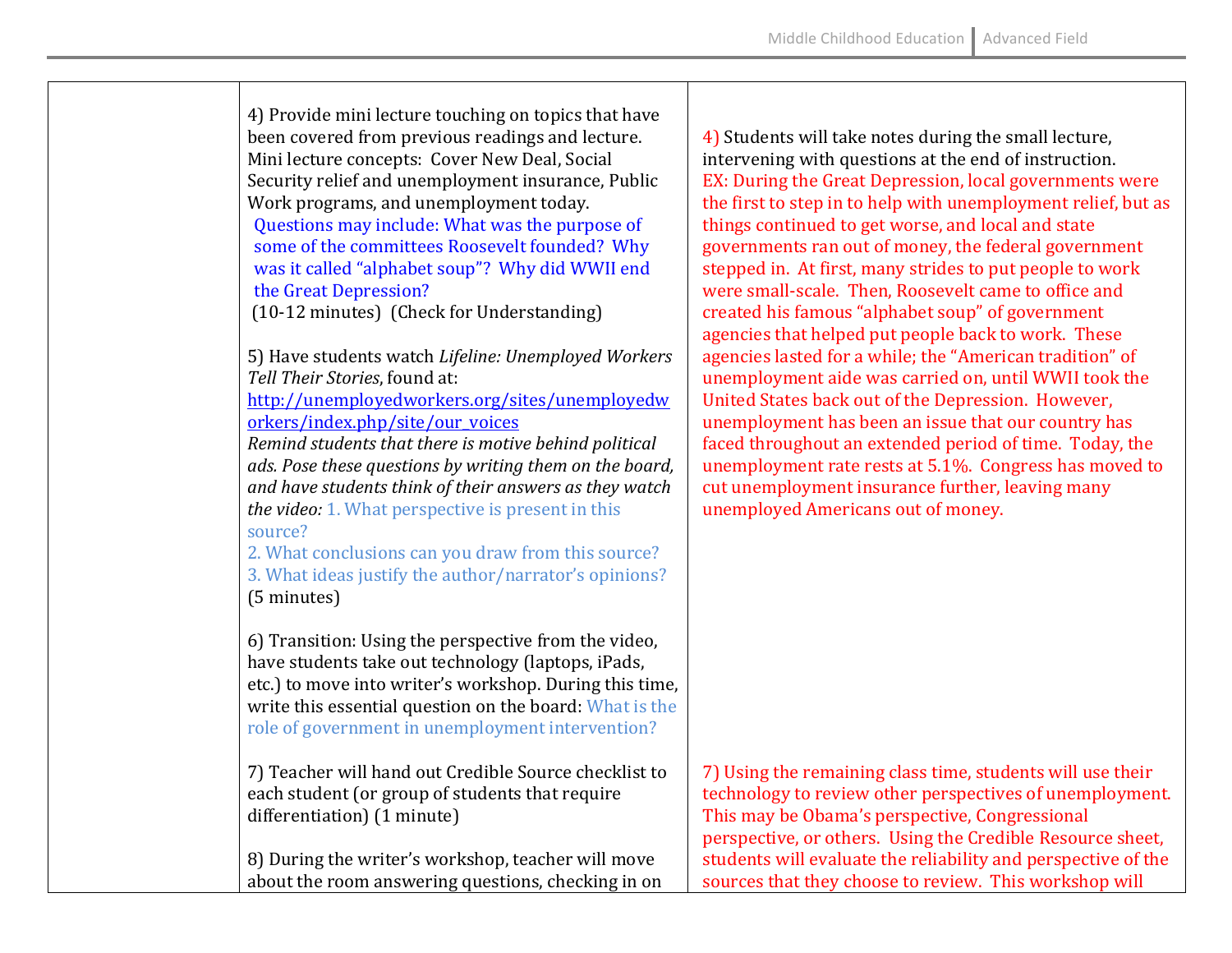| | | |
|---|---|---|
| | 4) Provide mini lecture touching on topics that have been covered from previous readings and lecture. Mini lecture concepts: Cover New Deal, Social Security relief and unemployment insurance, Public Work programs, and unemployment today.<br>Questions may include: What was the purpose of some of the committees Roosevelt founded? Why was it called "alphabet soup"? Why did WWII end the Great Depression?<br>(10-12 minutes) (Check for Understanding)<br><br>5) Have students watch *Lifeline: Unemployed Workers Tell Their Stories*, found at: http://unemployedworkers.org/sites/unemployedworkers/index.php/site/our_voices<br>*Remind students that there is motive behind political ads. Pose these questions by writing them on the board, and have students think of their answers as they watch the video:* 1. What perspective is present in this source?<br>2. What conclusions can you draw from this source?<br>3. What ideas justify the author/narrator's opinions?<br>(5 minutes)<br><br>6) Transition: Using the perspective from the video, have students take out technology (laptops, iPads, etc.) to move into writer's workshop. During this time, write this essential question on the board: What is the role of government in unemployment intervention? | 4) Students will take notes during the small lecture, intervening with questions at the end of instruction.<br>EX: During the Great Depression, local governments were the first to step in to help with unemployment relief, but as things continued to get worse, and local and state governments ran out of money, the federal government stepped in. At first, many strides to put people to work were small-scale. Then, Roosevelt came to office and created his famous "alphabet soup" of government agencies that helped put people back to work. These agencies lasted for a while; the "American tradition" of unemployment aide was carried on, until WWII took the United States back out of the Depression. However, unemployment has been an issue that our country has faced throughout an extended period of time. Today, the unemployment rate rests at 5.1%. Congress has moved to cut unemployment insurance further, leaving many unemployed Americans out of money. |
| | 7) Teacher will hand out Credible Source checklist to each student (or group of students that require differentiation) (1 minute)<br><br>8) During the writer's workshop, teacher will move about the room answering questions, checking in on | 7) Using the remaining class time, students will use their technology to review other perspectives of unemployment. This may be Obama's perspective, Congressional perspective, or others. Using the Credible Resource sheet, students will evaluate the reliability and perspective of the sources that they choose to review. This workshop will |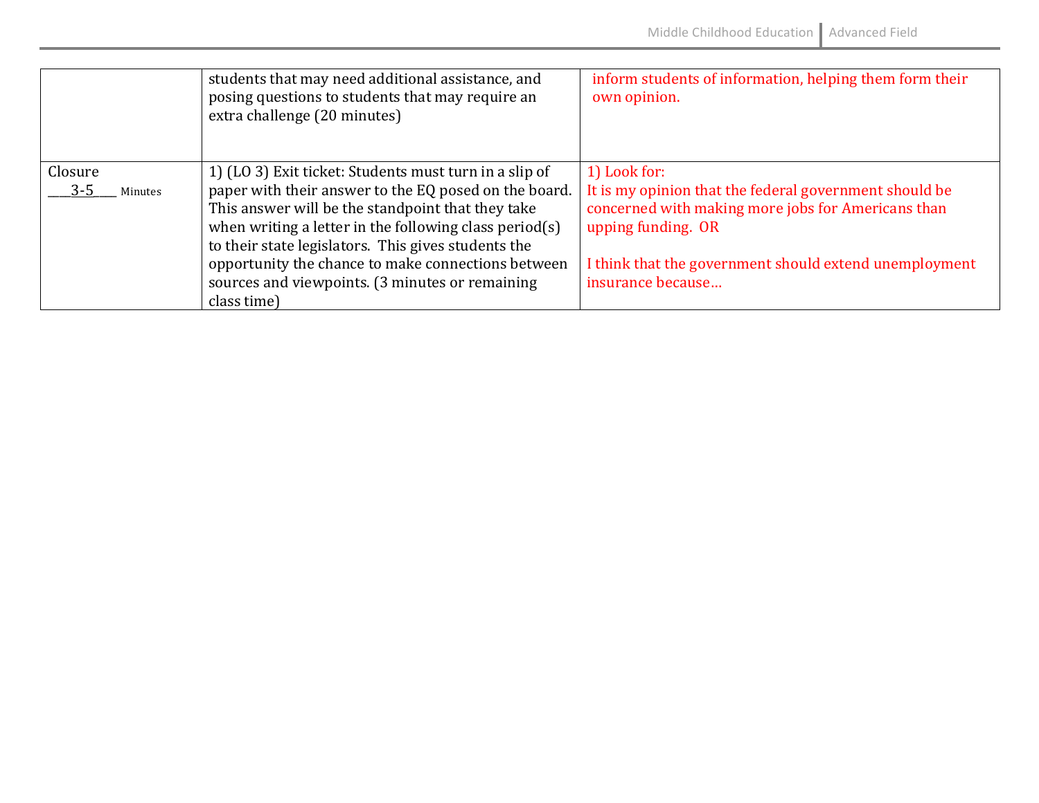| | | |
|---|---|---|
| | students that may need additional assistance, and posing questions to students that may require an extra challenge (20 minutes) | inform students of information, helping them form their own opinion. |
| Closure<br>___3-5___ Minutes | 1) (LO 3) Exit ticket: Students must turn in a slip of paper with their answer to the EQ posed on the board. This answer will be the standpoint that they take when writing a letter in the following class period(s) to their state legislators. This gives students the opportunity the chance to make connections between sources and viewpoints. (3 minutes or remaining class time) | 1) Look for:<br>It is my opinion that the federal government should be concerned with making more jobs for Americans than upping funding. OR<br><br>I think that the government should extend unemployment insurance because… |